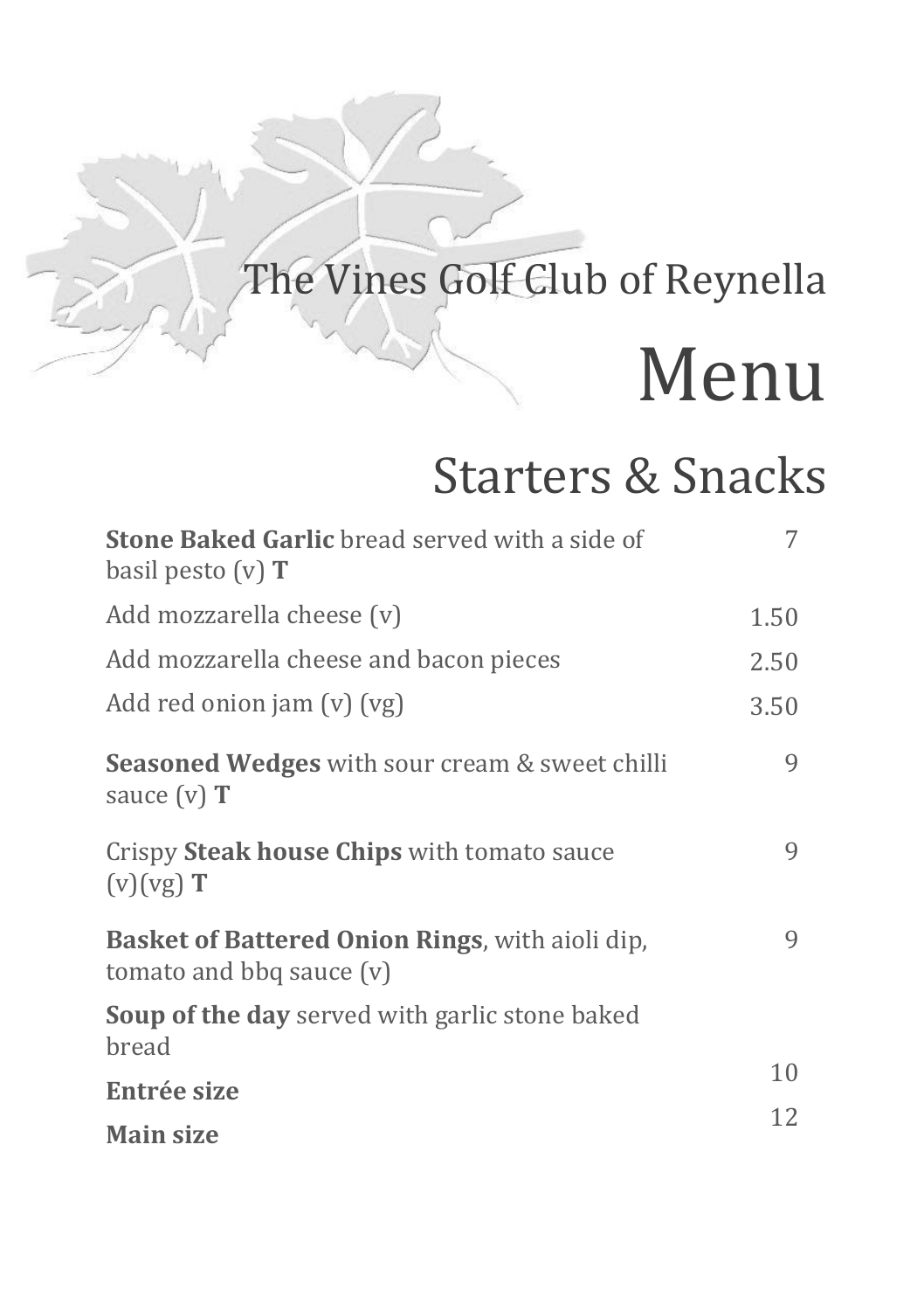The Vines Golf Club of Reynella

# Menu

## Starters & Snacks

| Item | Price |
|---|---|
| **Stone Baked Garlic** bread served with a side of basil pesto (v) **T** | 7 |
| Add mozzarella cheese (v) | 1.50 |
| Add mozzarella cheese and bacon pieces | 2.50 |
| Add red onion jam (v) (vg) | 3.50 |
| **Seasoned Wedges** with sour cream & sweet chilli sauce (v) **T** | 9 |
| Crispy **Steak house Chips** with tomato sauce (v)(vg) **T** | 9 |
| **Basket of Battered Onion Rings**, with aioli dip, tomato and bbq sauce (v) | 9 |
| **Soup of the day** served with garlic stone baked bread | |
| **Entrée size** | 10 |
| **Main size** | 12 |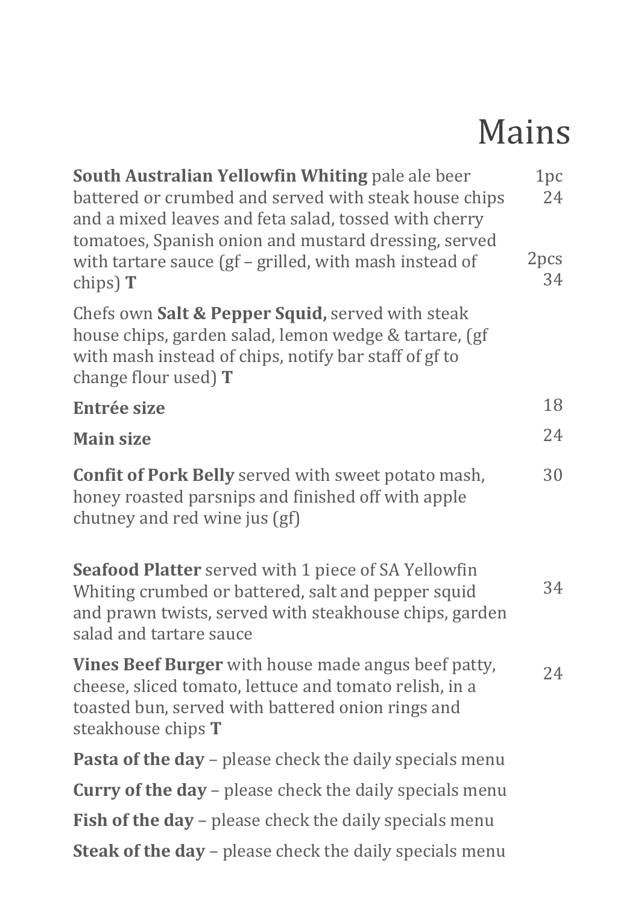# Mains

**South Australian Yellowfin Whiting** pale ale beer battered or crumbed and served with steak house chips and a mixed leaves and feta salad, tossed with cherry tomatoes, Spanish onion and mustard dressing, served with tartare sauce (gf – grilled, with mash instead of chips) **T** — 1pc 24 / 2pcs 34

Chefs own **Salt & Pepper Squid,** served with steak house chips, garden salad, lemon wedge & tartare, (gf with mash instead of chips, notify bar staff of gf to change flour used) **T**

**Entrée size** — 18

**Main size** — 24

**Confit of Pork Belly** served with sweet potato mash, honey roasted parsnips and finished off with apple chutney and red wine jus (gf) — 30

**Seafood Platter** served with 1 piece of SA Yellowfin Whiting crumbed or battered, salt and pepper squid and prawn twists, served with steakhouse chips, garden salad and tartare sauce — 34

**Vines Beef Burger** with house made angus beef patty, cheese, sliced tomato, lettuce and tomato relish, in a toasted bun, served with battered onion rings and steakhouse chips **T** — 24

**Pasta of the day** – please check the daily specials menu

**Curry of the day** – please check the daily specials menu

**Fish of the day** – please check the daily specials menu

**Steak of the day** – please check the daily specials menu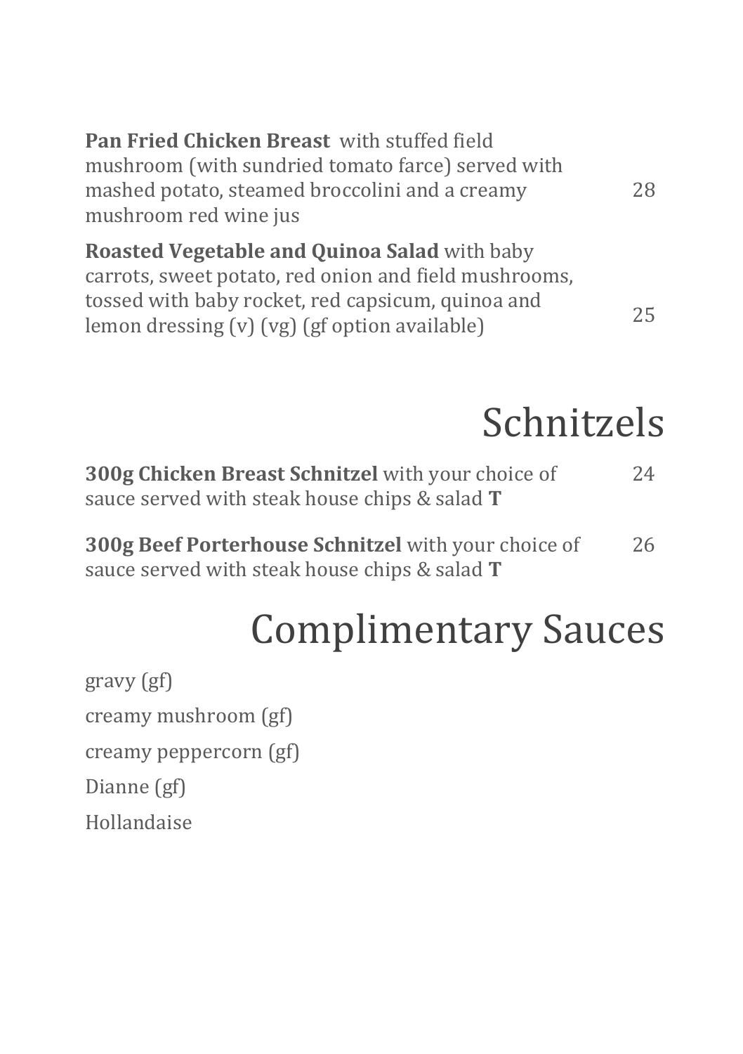**Pan Fried Chicken Breast** with stuffed field mushroom (with sundried tomato farce) served with mashed potato, steamed broccolini and a creamy mushroom red wine jus 28

**Roasted Vegetable and Quinoa Salad** with baby carrots, sweet potato, red onion and field mushrooms, tossed with baby rocket, red capsicum, quinoa and lemon dressing (v) (vg) (gf option available) 25

# Schnitzels

**300g Chicken Breast Schnitzel** with your choice of sauce served with steak house chips & salad **T** 24

**300g Beef Porterhouse Schnitzel** with your choice of sauce served with steak house chips & salad **T** 26

# Complimentary Sauces

gravy (gf)

creamy mushroom (gf)

creamy peppercorn (gf)

Dianne (gf)

Hollandaise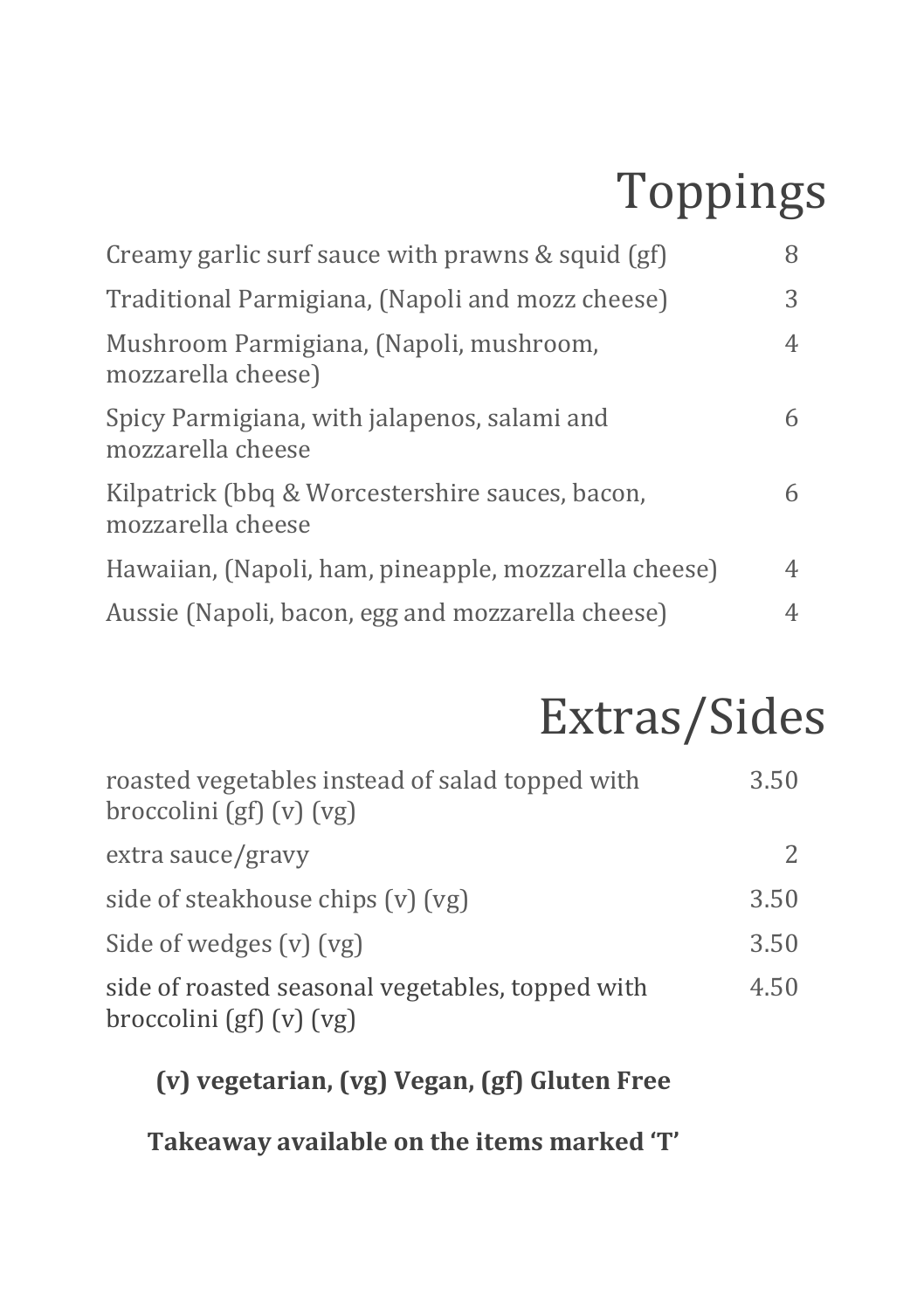# Toppings

| | |
|---|---|
| Creamy garlic surf sauce with prawns & squid (gf) | 8 |
| Traditional Parmigiana, (Napoli and mozz cheese) | 3 |
| Mushroom Parmigiana, (Napoli, mushroom, mozzarella cheese) | 4 |
| Spicy Parmigiana, with jalapenos, salami and mozzarella cheese | 6 |
| Kilpatrick (bbq & Worcestershire sauces, bacon, mozzarella cheese | 6 |
| Hawaiian, (Napoli, ham, pineapple, mozzarella cheese) | 4 |
| Aussie (Napoli, bacon, egg and mozzarella cheese) | 4 |

# Extras/Sides

| | |
|---|---|
| roasted vegetables instead of salad topped with broccolini (gf) (v) (vg) | 3.50 |
| extra sauce/gravy | 2 |
| side of steakhouse chips (v) (vg) | 3.50 |
| Side of wedges (v) (vg) | 3.50 |
| side of roasted seasonal vegetables, topped with broccolini (gf) (v) (vg) | 4.50 |

**(v) vegetarian, (vg) Vegan, (gf) Gluten Free**

**Takeaway available on the items marked 'T'**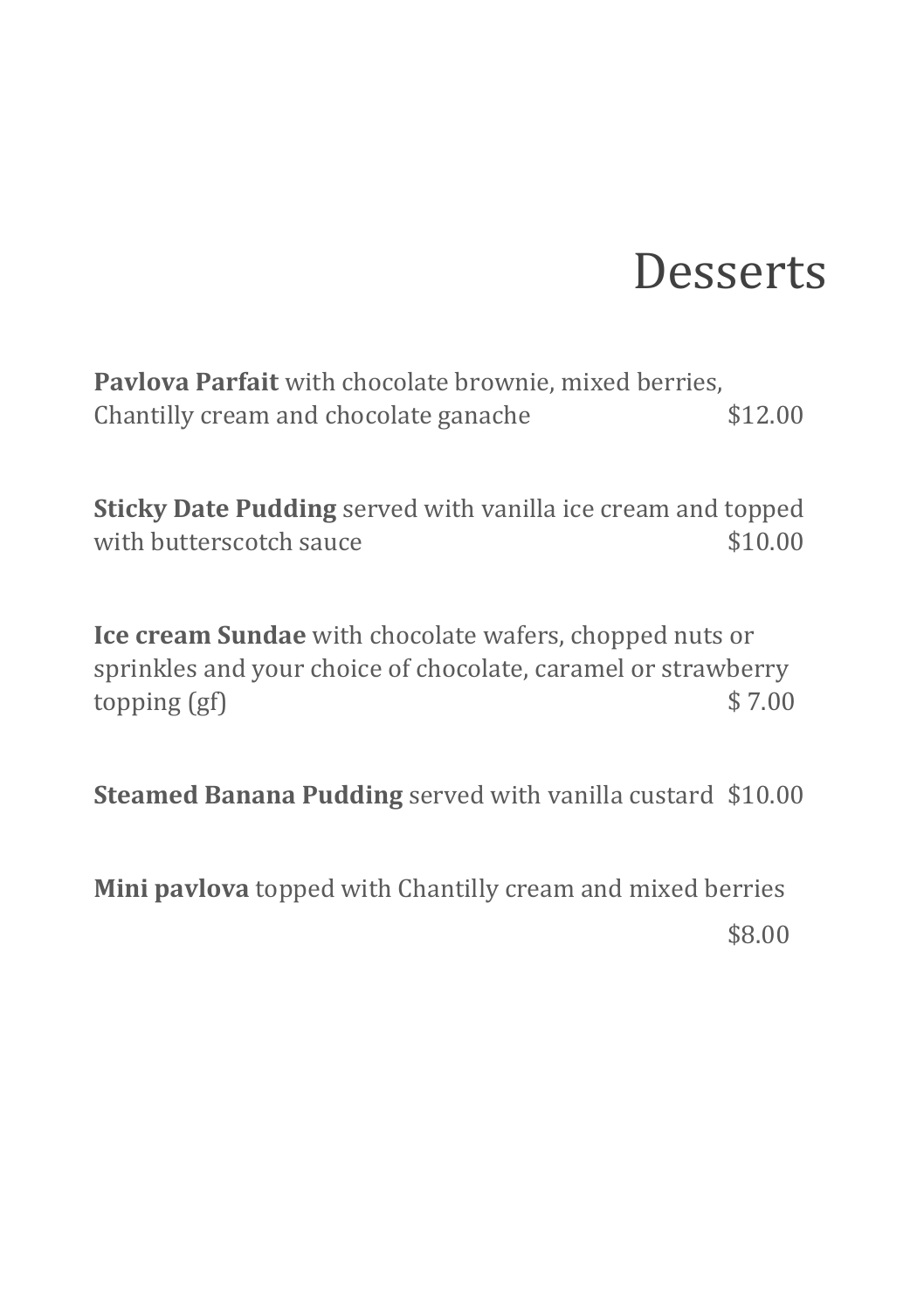# Desserts

**Pavlova Parfait** with chocolate brownie, mixed berries, Chantilly cream and chocolate ganache $12.00

**Sticky Date Pudding** served with vanilla ice cream and topped with butterscotch sauce $10.00

**Ice cream Sundae** with chocolate wafers, chopped nuts or sprinkles and your choice of chocolate, caramel or strawberry topping (gf) $ 7.00

**Steamed Banana Pudding** served with vanilla custard $10.00

**Mini pavlova** topped with Chantilly cream and mixed berries

$8.00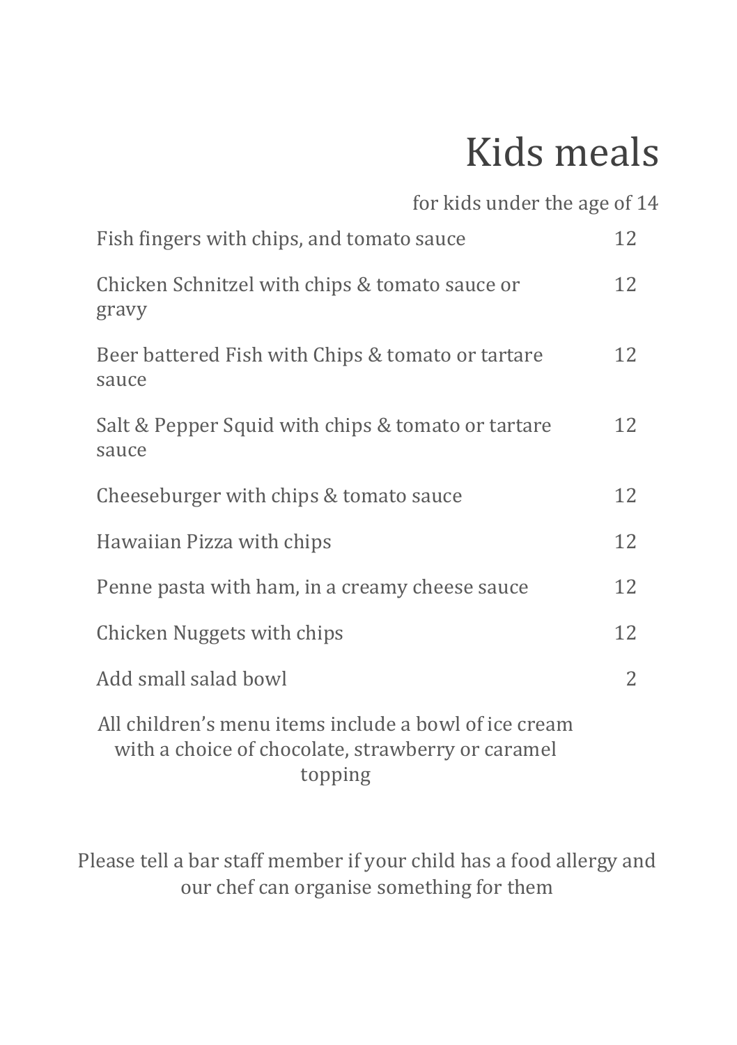# Kids meals

for kids under the age of 14

| | |
|---|---|
| Fish fingers with chips, and tomato sauce | 12 |
| Chicken Schnitzel with chips & tomato sauce or gravy | 12 |
| Beer battered Fish with Chips & tomato or tartare sauce | 12 |
| Salt & Pepper Squid with chips & tomato or tartare sauce | 12 |
| Cheeseburger with chips & tomato sauce | 12 |
| Hawaiian Pizza with chips | 12 |
| Penne pasta with ham, in a creamy cheese sauce | 12 |
| Chicken Nuggets with chips | 12 |
| Add small salad bowl | 2 |

All children's menu items include a bowl of ice cream with a choice of chocolate, strawberry or caramel topping

Please tell a bar staff member if your child has a food allergy and our chef can organise something for them